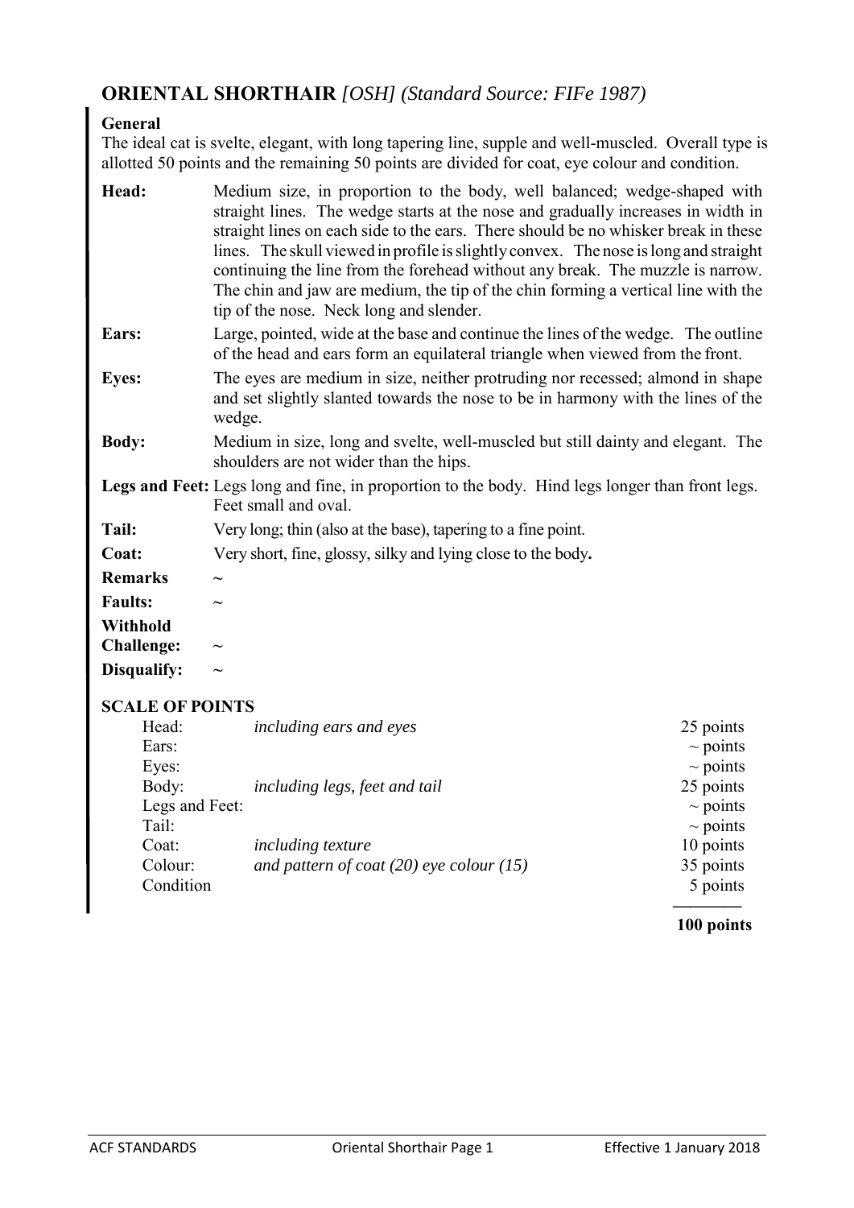## ORIENTAL SHORTHAIR *[OSH] (Standard Source: FIFe 1987)*

**General**

The ideal cat is svelte, elegant, with long tapering line, supple and well-muscled. Overall type is allotted 50 points and the remaining 50 points are divided for coat, eye colour and condition.

**Head:** Medium size, in proportion to the body, well balanced; wedge-shaped with straight lines. The wedge starts at the nose and gradually increases in width in straight lines on each side to the ears. There should be no whisker break in these lines. The skull viewed in profile is slightly convex. The nose is long and straight continuing the line from the forehead without any break. The muzzle is narrow. The chin and jaw are medium, the tip of the chin forming a vertical line with the tip of the nose. Neck long and slender.

**Ears:** Large, pointed, wide at the base and continue the lines of the wedge. The outline of the head and ears form an equilateral triangle when viewed from the front.

**Eyes:** The eyes are medium in size, neither protruding nor recessed; almond in shape and set slightly slanted towards the nose to be in harmony with the lines of the wedge.

**Body:** Medium in size, long and svelte, well-muscled but still dainty and elegant. The shoulders are not wider than the hips.

**Legs and Feet:** Legs long and fine, in proportion to the body. Hind legs longer than front legs. Feet small and oval.

**Tail:** Very long; thin (also at the base), tapering to a fine point.

**Coat:** Very short, fine, glossy, silky and lying close to the body.

**Remarks** ~

**Faults:** ~

**Withhold Challenge:** ~

**Disqualify:** ~

**SCALE OF POINTS**

| | | |
|---|---|---|
| Head: | *including ears and eyes* | 25 points |
| Ears: | | ~ points |
| Eyes: | | ~ points |
| Body: | *including legs, feet and tail* | 25 points |
| Legs and Feet: | | ~ points |
| Tail: | | ~ points |
| Coat: | *including texture* | 10 points |
| Colour: | *and pattern of coat (20) eye colour (15)* | 35 points |
| Condition | | 5 points |
| | | **100 points** |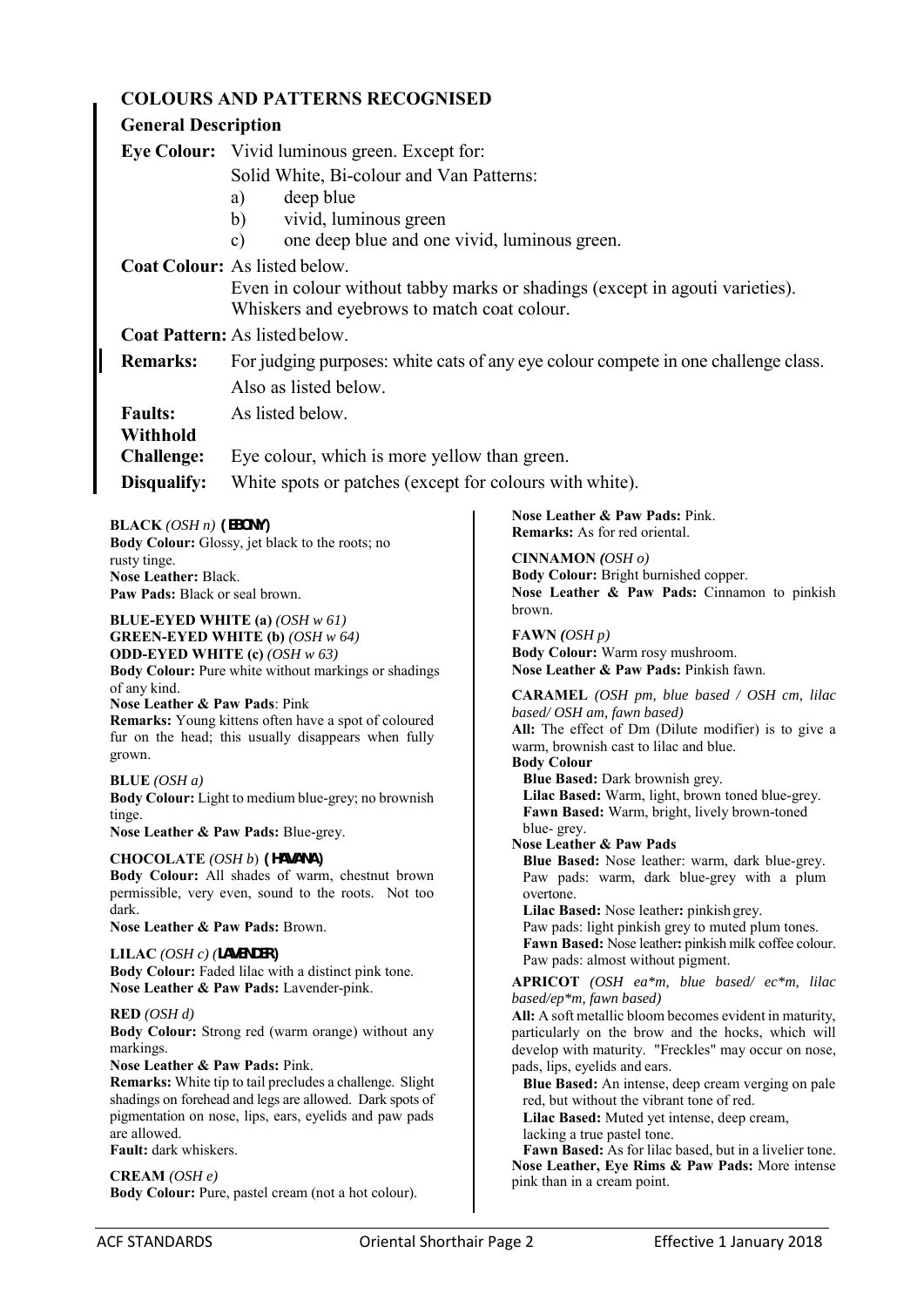## COLOURS AND PATTERNS RECOGNISED

### General Description

**Eye Colour:** Vivid luminous green. Except for:
Solid White, Bi-colour and Van Patterns:
a) deep blue
b) vivid, luminous green
c) one deep blue and one vivid, luminous green.

**Coat Colour:** As listed below.
Even in colour without tabby marks or shadings (except in agouti varieties).
Whiskers and eyebrows to match coat colour.

**Coat Pattern:** As listed below.

**Remarks:** For judging purposes: white cats of any eye colour compete in one challenge class.
Also as listed below.

**Faults:** As listed below.

**Withhold Challenge:** Eye colour, which is more yellow than green.

**Disqualify:** White spots or patches (except for colours with white).

**BLACK** *(OSH n)* **(EBONY)**
**Body Colour:** Glossy, jet black to the roots; no rusty tinge.
**Nose Leather:** Black.
**Paw Pads:** Black or seal brown.

**BLUE-EYED WHITE (a)** *(OSH w 61)*
**GREEN-EYED WHITE (b)** *(OSH w 64)*
**ODD-EYED WHITE (c)** *(OSH w 63)*
**Body Colour:** Pure white without markings or shadings of any kind.
**Nose Leather & Paw Pads**: Pink
**Remarks:** Young kittens often have a spot of coloured fur on the head; this usually disappears when fully grown.

**BLUE** *(OSH a)*
**Body Colour:** Light to medium blue-grey; no brownish tinge.
**Nose Leather & Paw Pads:** Blue-grey.

**CHOCOLATE** *(OSH b)* **(HAVANA)**
**Body Colour:** All shades of warm, chestnut brown permissible, very even, sound to the roots. Not too dark.
**Nose Leather & Paw Pads:** Brown.

**LILAC** *(OSH c)* **(LAVENDER)**
**Body Colour:** Faded lilac with a distinct pink tone.
**Nose Leather & Paw Pads:** Lavender-pink.

**RED** *(OSH d)*
**Body Colour:** Strong red (warm orange) without any markings.
**Nose Leather & Paw Pads:** Pink.
**Remarks:** White tip to tail precludes a challenge. Slight shadings on forehead and legs are allowed. Dark spots of pigmentation on nose, lips, ears, eyelids and paw pads are allowed.
**Fault:** dark whiskers.

**CREAM** *(OSH e)*
**Body Colour:** Pure, pastel cream (not a hot colour).
**Nose Leather & Paw Pads:** Pink.
**Remarks:** As for red oriental.

**CINNAMON** *(OSH o)*
**Body Colour:** Bright burnished copper.
**Nose Leather & Paw Pads:** Cinnamon to pinkish brown.

**FAWN** *(OSH p)*
**Body Colour:** Warm rosy mushroom.
**Nose Leather & Paw Pads:** Pinkish fawn.

**CARAMEL** *(OSH pm, blue based / OSH cm, lilac based/ OSH am, fawn based)*
**All:** The effect of Dm (Dilute modifier) is to give a warm, brownish cast to lilac and blue.
**Body Colour**
**Blue Based:** Dark brownish grey.
**Lilac Based:** Warm, light, brown toned blue-grey.
**Fawn Based:** Warm, bright, lively brown-toned blue- grey.
**Nose Leather & Paw Pads**
**Blue Based:** Nose leather: warm, dark blue-grey. Paw pads: warm, dark blue-grey with a plum overtone.
**Lilac Based:** Nose leather**:** pinkish grey.
Paw pads: light pinkish grey to muted plum tones.
**Fawn Based:** Nose leather**:** pinkish milk coffee colour.
Paw pads: almost without pigment.

**APRICOT** *(OSH ea\*m, blue based/ ec\*m, lilac based/ep\*m, fawn based)*
**All:** A soft metallic bloom becomes evident in maturity, particularly on the brow and the hocks, which will develop with maturity. "Freckles" may occur on nose, pads, lips, eyelids and ears.
**Blue Based:** An intense, deep cream verging on pale red, but without the vibrant tone of red.
**Lilac Based:** Muted yet intense, deep cream, lacking a true pastel tone.
**Fawn Based:** As for lilac based, but in a livelier tone.
**Nose Leather, Eye Rims & Paw Pads:** More intense pink than in a cream point.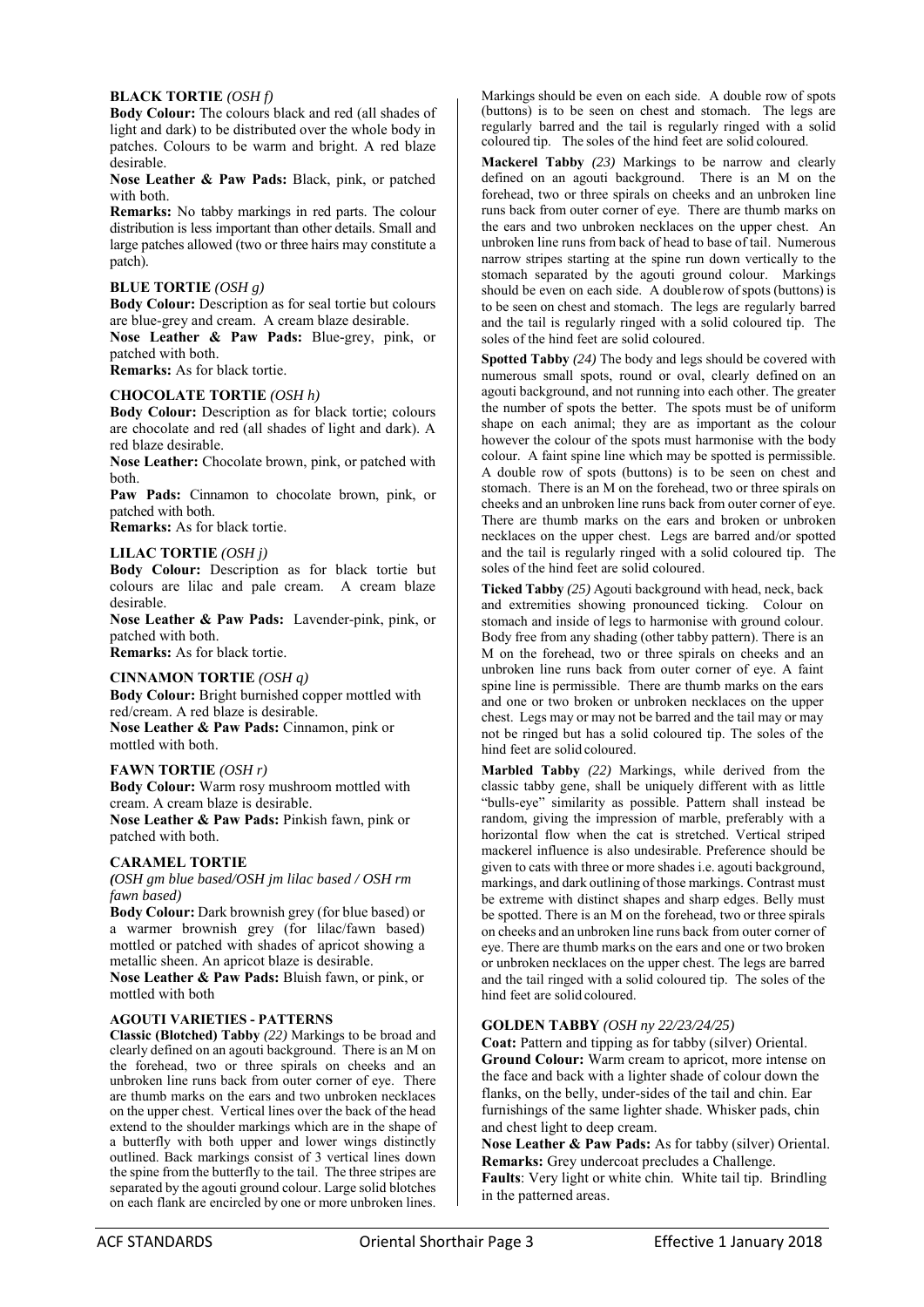### BLACK TORTIE *(OSH f)*

**Body Colour:** The colours black and red (all shades of light and dark) to be distributed over the whole body in patches. Colours to be warm and bright. A red blaze desirable.

**Nose Leather & Paw Pads:** Black, pink, or patched with both.

**Remarks:** No tabby markings in red parts. The colour distribution is less important than other details. Small and large patches allowed (two or three hairs may constitute a patch).

### BLUE TORTIE *(OSH g)*

**Body Colour:** Description as for seal tortie but colours are blue-grey and cream. A cream blaze desirable.

**Nose Leather & Paw Pads:** Blue-grey, pink, or patched with both.

**Remarks:** As for black tortie.

### CHOCOLATE TORTIE *(OSH h)*

**Body Colour:** Description as for black tortie; colours are chocolate and red (all shades of light and dark). A red blaze desirable.

**Nose Leather:** Chocolate brown, pink, or patched with both.

**Paw Pads:** Cinnamon to chocolate brown, pink, or patched with both.

**Remarks:** As for black tortie.

### LILAC TORTIE *(OSH j)*

**Body Colour:** Description as for black tortie but colours are lilac and pale cream. A cream blaze desirable.

**Nose Leather & Paw Pads:** Lavender-pink, pink, or patched with both.

**Remarks:** As for black tortie.

### CINNAMON TORTIE *(OSH q)*

**Body Colour:** Bright burnished copper mottled with red/cream. A red blaze is desirable.

**Nose Leather & Paw Pads:** Cinnamon, pink or mottled with both.

### FAWN TORTIE *(OSH r)*

**Body Colour:** Warm rosy mushroom mottled with cream. A cream blaze is desirable.

**Nose Leather & Paw Pads:** Pinkish fawn, pink or patched with both.

### CARAMEL TORTIE

*(OSH gm blue based/OSH jm lilac based / OSH rm fawn based)*

**Body Colour:** Dark brownish grey (for blue based) or a warmer brownish grey (for lilac/fawn based) mottled or patched with shades of apricot showing a metallic sheen. An apricot blaze is desirable.

**Nose Leather & Paw Pads:** Bluish fawn, or pink, or mottled with both

### AGOUTI VARIETIES - PATTERNS

**Classic (Blotched) Tabby** *(22)* Markings to be broad and clearly defined on an agouti background. There is an M on the forehead, two or three spirals on cheeks and an unbroken line runs back from outer corner of eye. There are thumb marks on the ears and two unbroken necklaces on the upper chest. Vertical lines over the back of the head extend to the shoulder markings which are in the shape of a butterfly with both upper and lower wings distinctly outlined. Back markings consist of 3 vertical lines down the spine from the butterfly to the tail. The three stripes are separated by the agouti ground colour. Large solid blotches on each flank are encircled by one or more unbroken lines. Markings should be even on each side. A double row of spots (buttons) is to be seen on chest and stomach. The legs are regularly barred and the tail is regularly ringed with a solid coloured tip. The soles of the hind feet are solid coloured.

**Mackerel Tabby** *(23)* Markings to be narrow and clearly defined on an agouti background. There is an M on the forehead, two or three spirals on cheeks and an unbroken line runs back from outer corner of eye. There are thumb marks on the ears and two unbroken necklaces on the upper chest. An unbroken line runs from back of head to base of tail. Numerous narrow stripes starting at the spine run down vertically to the stomach separated by the agouti ground colour. Markings should be even on each side. A double row of spots (buttons) is to be seen on chest and stomach. The legs are regularly barred and the tail is regularly ringed with a solid coloured tip. The soles of the hind feet are solid coloured.

**Spotted Tabby** *(24)* The body and legs should be covered with numerous small spots, round or oval, clearly defined on an agouti background, and not running into each other. The greater the number of spots the better. The spots must be of uniform shape on each animal; they are as important as the colour however the colour of the spots must harmonise with the body colour. A faint spine line which may be spotted is permissible. A double row of spots (buttons) is to be seen on chest and stomach. There is an M on the forehead, two or three spirals on cheeks and an unbroken line runs back from outer corner of eye. There are thumb marks on the ears and broken or unbroken necklaces on the upper chest. Legs are barred and/or spotted and the tail is regularly ringed with a solid coloured tip. The soles of the hind feet are solid coloured.

**Ticked Tabby** *(25)* Agouti background with head, neck, back and extremities showing pronounced ticking. Colour on stomach and inside of legs to harmonise with ground colour. Body free from any shading (other tabby pattern). There is an M on the forehead, two or three spirals on cheeks and an unbroken line runs back from outer corner of eye. A faint spine line is permissible. There are thumb marks on the ears and one or two broken or unbroken necklaces on the upper chest. Legs may or may not be barred and the tail may or may not be ringed but has a solid coloured tip. The soles of the hind feet are solid coloured.

**Marbled Tabby** *(22)* Markings, while derived from the classic tabby gene, shall be uniquely different with as little "bulls-eye" similarity as possible. Pattern shall instead be random, giving the impression of marble, preferably with a horizontal flow when the cat is stretched. Vertical striped mackerel influence is also undesirable. Preference should be given to cats with three or more shades i.e. agouti background, markings, and dark outlining of those markings. Contrast must be extreme with distinct shapes and sharp edges. Belly must be spotted. There is an M on the forehead, two or three spirals on cheeks and an unbroken line runs back from outer corner of eye. There are thumb marks on the ears and one or two broken or unbroken necklaces on the upper chest. The legs are barred and the tail ringed with a solid coloured tip. The soles of the hind feet are solid coloured.

### GOLDEN TABBY *(OSH ny 22/23/24/25)*

**Coat:** Pattern and tipping as for tabby (silver) Oriental.

**Ground Colour:** Warm cream to apricot, more intense on the face and back with a lighter shade of colour down the flanks, on the belly, under-sides of the tail and chin. Ear furnishings of the same lighter shade. Whisker pads, chin and chest light to deep cream.

**Nose Leather & Paw Pads:** As for tabby (silver) Oriental.

**Remarks:** Grey undercoat precludes a Challenge.

**Faults**: Very light or white chin. White tail tip. Brindling in the patterned areas.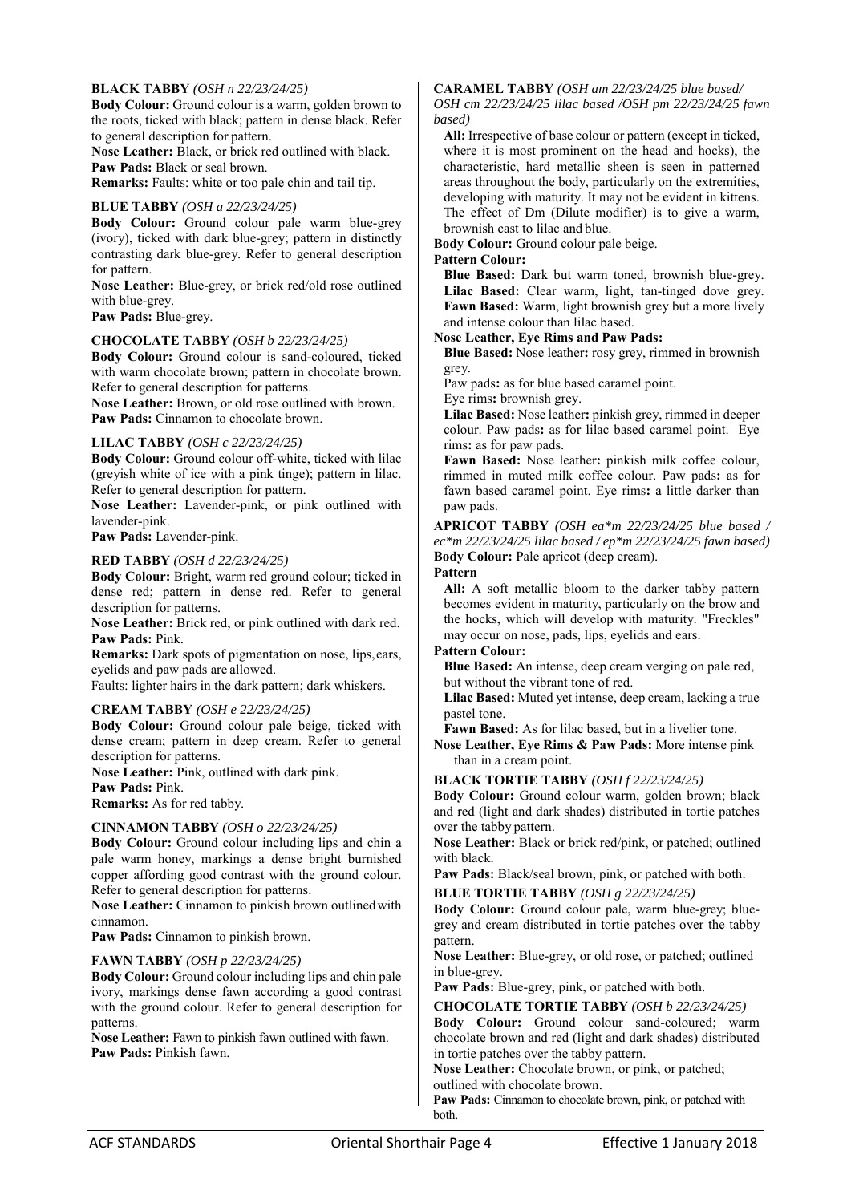**BLACK TABBY** *(OSH n 22/23/24/25)*

**Body Colour:** Ground colour is a warm, golden brown to the roots, ticked with black; pattern in dense black. Refer to general description for pattern.

**Nose Leather:** Black, or brick red outlined with black.

**Paw Pads:** Black or seal brown.

**Remarks:** Faults: white or too pale chin and tail tip.

**BLUE TABBY** *(OSH a 22/23/24/25)*

**Body Colour:** Ground colour pale warm blue-grey (ivory), ticked with dark blue-grey; pattern in distinctly contrasting dark blue-grey. Refer to general description for pattern.

**Nose Leather:** Blue-grey, or brick red/old rose outlined with blue-grey.

**Paw Pads:** Blue-grey.

**CHOCOLATE TABBY** *(OSH b 22/23/24/25)*

**Body Colour:** Ground colour is sand-coloured, ticked with warm chocolate brown; pattern in chocolate brown. Refer to general description for pattern.

**Nose Leather:** Brown, or old rose outlined with brown.

**Paw Pads:** Cinnamon to chocolate brown.

**LILAC TABBY** *(OSH c 22/23/24/25)*

**Body Colour:** Ground colour off-white, ticked with lilac (greyish white of ice with a pink tinge); pattern in lilac. Refer to general description for pattern.

**Nose Leather:** Lavender-pink, or pink outlined with lavender-pink.

**Paw Pads:** Lavender-pink.

**RED TABBY** *(OSH d 22/23/24/25)*

**Body Colour:** Bright, warm red ground colour; ticked in dense red; pattern in dense red. Refer to general description for patterns.

**Nose Leather:** Brick red, or pink outlined with dark red.

**Paw Pads:** Pink.

**Remarks:** Dark spots of pigmentation on nose, lips, ears, eyelids and paw pads are allowed.

Faults: lighter hairs in the dark pattern; dark whiskers.

**CREAM TABBY** *(OSH e 22/23/24/25)*

**Body Colour:** Ground colour pale beige, ticked with dense cream; pattern in deep cream. Refer to general description for patterns.

**Nose Leather:** Pink, outlined with dark pink.

**Paw Pads:** Pink.

**Remarks:** As for red tabby.

**CINNAMON TABBY** *(OSH o 22/23/24/25)*

**Body Colour:** Ground colour including lips and chin a pale warm honey, markings a dense bright burnished copper affording good contrast with the ground colour. Refer to general description for patterns.

**Nose Leather:** Cinnamon to pinkish brown outlined with cinnamon.

**Paw Pads:** Cinnamon to pinkish brown.

**FAWN TABBY** *(OSH p 22/23/24/25)*

**Body Colour:** Ground colour including lips and chin pale ivory, markings dense fawn according a good contrast with the ground colour. Refer to general description for patterns.

**Nose Leather:** Fawn to pinkish fawn outlined with fawn.

**Paw Pads:** Pinkish fawn.

**CARAMEL TABBY** *(OSH am 22/23/24/25 blue based/ OSH cm 22/23/24/25 lilac based /OSH pm 22/23/24/25 fawn based)*

**All:** Irrespective of base colour or pattern (except in ticked, where it is most prominent on the head and hocks), the characteristic, hard metallic sheen is seen in patterned areas throughout the body, particularly on the extremities, developing with maturity. It may not be evident in kittens. The effect of Dm (Dilute modifier) is to give a warm, brownish cast to lilac and blue.

**Body Colour:** Ground colour pale beige.

**Pattern Colour:**

**Blue Based:** Dark but warm toned, brownish blue-grey.
**Lilac Based:** Clear warm, light, tan-tinged dove grey.
**Fawn Based:** Warm, light brownish grey but a more lively and intense colour than lilac based.

**Nose Leather, Eye Rims and Paw Pads:**

**Blue Based:** Nose leather**:** rosy grey, rimmed in brownish grey.
Paw pads**:** as for blue based caramel point.
Eye rims**:** brownish grey.

**Lilac Based:** Nose leather**:** pinkish grey, rimmed in deeper colour. Paw pads**:** as for lilac based caramel point. Eye rims**:** as for paw pads.

**Fawn Based:** Nose leather**:** pinkish milk coffee colour, rimmed in muted milk coffee colour. Paw pads**:** as for fawn based caramel point. Eye rims**:** a little darker than paw pads.

**APRICOT TABBY** *(OSH ea*m 22/23/24/25 blue based / ec*m 22/23/24/25 lilac based / ep*m 22/23/24/25 fawn based)*

**Body Colour:** Pale apricot (deep cream).

**Pattern**

**All:** A soft metallic bloom to the darker tabby pattern becomes evident in maturity, particularly on the brow and the hocks, which will develop with maturity. "Freckles" may occur on nose, pads, lips, eyelids and ears.

**Pattern Colour:**

**Blue Based:** An intense, deep cream verging on pale red, but without the vibrant tone of red.
**Lilac Based:** Muted yet intense, deep cream, lacking a true pastel tone.
**Fawn Based:** As for lilac based, but in a livelier tone.

**Nose Leather, Eye Rims & Paw Pads:** More intense pink than in a cream point.

**BLACK TORTIE TABBY** *(OSH f 22/23/24/25)*

**Body Colour:** Ground colour warm, golden brown; black and red (light and dark shades) distributed in tortie patches over the tabby pattern.

**Nose Leather:** Black or brick red/pink, or patched; outlined with black.

**Paw Pads:** Black/seal brown, pink, or patched with both.

**BLUE TORTIE TABBY** *(OSH g 22/23/24/25)*

**Body Colour:** Ground colour pale, warm blue-grey; blue-grey and cream distributed in tortie patches over the tabby pattern.

**Nose Leather:** Blue-grey, or old rose, or patched; outlined in blue-grey.

**Paw Pads:** Blue-grey, pink, or patched with both.

**CHOCOLATE TORTIE TABBY** *(OSH b 22/23/24/25)*

**Body Colour:** Ground colour sand-coloured; warm chocolate brown and red (light and dark shades) distributed in tortie patches over the tabby pattern.

**Nose Leather:** Chocolate brown, or pink, or patched; outlined with chocolate brown.

**Paw Pads:** Cinnamon to chocolate brown, pink, or patched with both.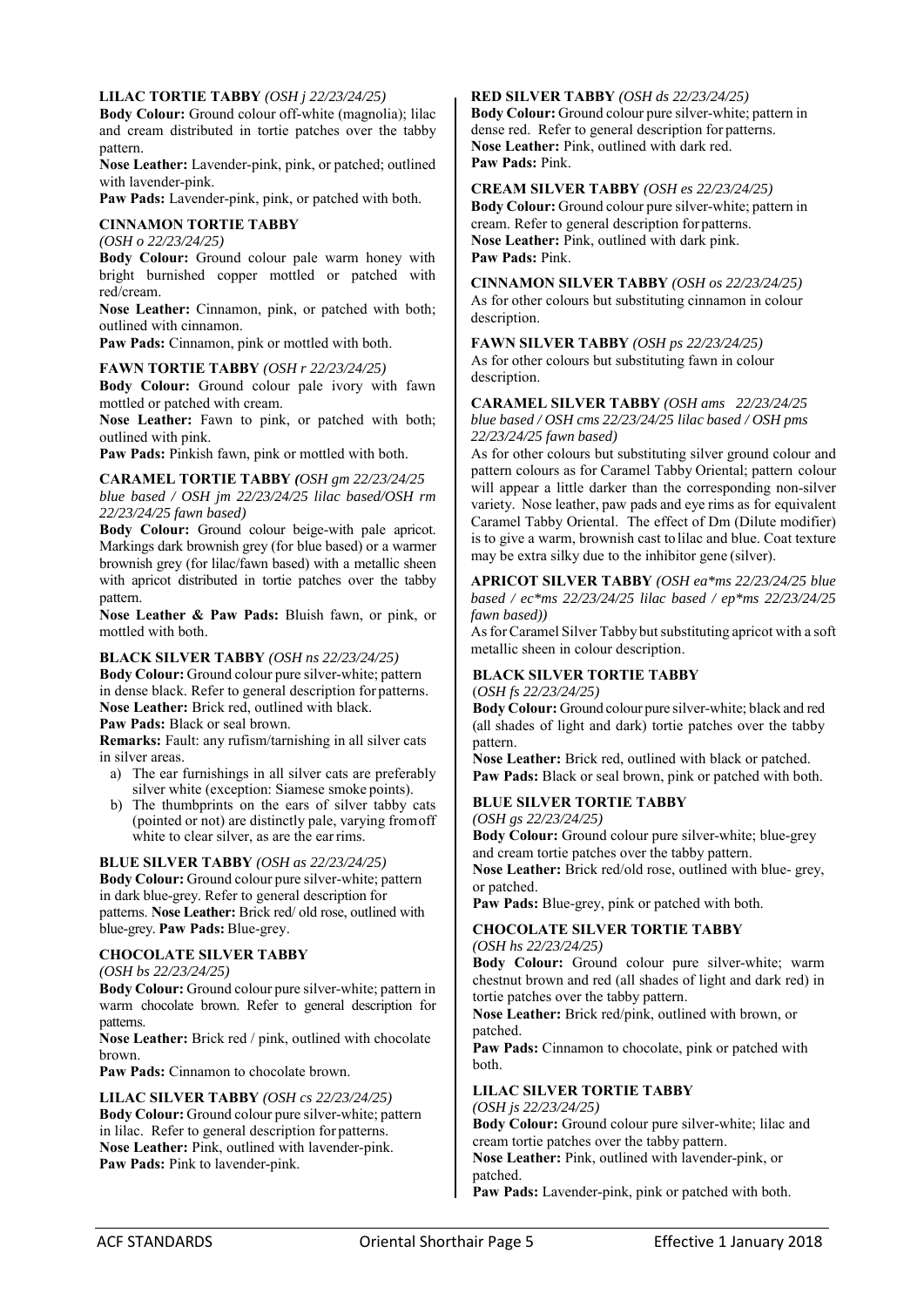**LILAC TORTIE TABBY** *(OSH j 22/23/24/25)*
**Body Colour:** Ground colour off-white (magnolia); lilac and cream distributed in tortie patches over the tabby pattern.
**Nose Leather:** Lavender-pink, pink, or patched; outlined with lavender-pink.
**Paw Pads:** Lavender-pink, pink, or patched with both.

**CINNAMON TORTIE TABBY**
*(OSH o 22/23/24/25)*
**Body Colour:** Ground colour pale warm honey with bright burnished copper mottled or patched with red/cream.
**Nose Leather:** Cinnamon, pink, or patched with both; outlined with cinnamon.
**Paw Pads:** Cinnamon, pink or mottled with both.

**FAWN TORTIE TABBY** *(OSH r 22/23/24/25)*
**Body Colour:** Ground colour pale ivory with fawn mottled or patched with cream.
**Nose Leather:** Fawn to pink, or patched with both; outlined with pink.
**Paw Pads:** Pinkish fawn, pink or mottled with both.

**CARAMEL TORTIE TABBY** *(OSH gm 22/23/24/25 blue based / OSH jm 22/23/24/25 lilac based/OSH rm 22/23/24/25 fawn based)*
**Body Colour:** Ground colour beige-with pale apricot. Markings dark brownish grey (for blue based) or a warmer brownish grey (for lilac/fawn based) with a metallic sheen with apricot distributed in tortie patches over the tabby pattern.
**Nose Leather & Paw Pads:** Bluish fawn, or pink, or mottled with both.

**BLACK SILVER TABBY** *(OSH ns 22/23/24/25)*
**Body Colour:** Ground colour pure silver-white; pattern in dense black. Refer to general description for patterns.
**Nose Leather:** Brick red, outlined with black.
**Paw Pads:** Black or seal brown.
**Remarks:** Fault: any rufism/tarnishing in all silver cats in silver areas.

a) The ear furnishings in all silver cats are preferably silver white (exception: Siamese smoke points).
b) The thumbprints on the ears of silver tabby cats (pointed or not) are distinctly pale, varying from off white to clear silver, as are the ear rims.

**BLUE SILVER TABBY** *(OSH as 22/23/24/25)*
**Body Colour:** Ground colour pure silver-white; pattern in dark blue-grey. Refer to general description for patterns. **Nose Leather:** Brick red/ old rose, outlined with blue-grey. **Paw Pads:** Blue-grey.

**CHOCOLATE SILVER TABBY**
*(OSH bs 22/23/24/25)*
**Body Colour:** Ground colour pure silver-white; pattern in warm chocolate brown. Refer to general description for patterns.
**Nose Leather:** Brick red / pink, outlined with chocolate brown.
**Paw Pads:** Cinnamon to chocolate brown.

**LILAC SILVER TABBY** *(OSH cs 22/23/24/25)*
**Body Colour:** Ground colour pure silver-white; pattern in lilac. Refer to general description for patterns.
**Nose Leather:** Pink, outlined with lavender-pink.
**Paw Pads:** Pink to lavender-pink.

**RED SILVER TABBY** *(OSH ds 22/23/24/25)*
**Body Colour:** Ground colour pure silver-white; pattern in dense red. Refer to general description for patterns.
**Nose Leather:** Pink, outlined with dark red.
**Paw Pads:** Pink.

**CREAM SILVER TABBY** *(OSH es 22/23/24/25)*
**Body Colour:** Ground colour pure silver-white; pattern in cream. Refer to general description for patterns.
**Nose Leather:** Pink, outlined with dark pink.
**Paw Pads:** Pink.

**CINNAMON SILVER TABBY** *(OSH os 22/23/24/25)*
As for other colours but substituting cinnamon in colour description.

**FAWN SILVER TABBY** *(OSH ps 22/23/24/25)*
As for other colours but substituting fawn in colour description.

**CARAMEL SILVER TABBY** *(OSH ams 22/23/24/25 blue based / OSH cms 22/23/24/25 lilac based / OSH pms 22/23/24/25 fawn based)*
As for other colours but substituting silver ground colour and pattern colours as for Caramel Tabby Oriental; pattern colour will appear a little darker than the corresponding non-silver variety. Nose leather, paw pads and eye rims as for equivalent Caramel Tabby Oriental. The effect of Dm (Dilute modifier) is to give a warm, brownish cast to lilac and blue. Coat texture may be extra silky due to the inhibitor gene (silver).

**APRICOT SILVER TABBY** *(OSH ea*ms 22/23/24/25 blue based / ec*ms 22/23/24/25 lilac based / ep*ms 22/23/24/25 fawn based))*
As for Caramel Silver Tabby but substituting apricot with a soft metallic sheen in colour description.

**BLACK SILVER TORTIE TABBY**
(*OSH fs 22/23/24/25)*
**Body Colour:** Ground colour pure silver-white; black and red (all shades of light and dark) tortie patches over the tabby pattern.
**Nose Leather:** Brick red, outlined with black or patched.
**Paw Pads:** Black or seal brown, pink or patched with both.

**BLUE SILVER TORTIE TABBY**
*(OSH gs 22/23/24/25)*
**Body Colour:** Ground colour pure silver-white; blue-grey and cream tortie patches over the tabby pattern.
**Nose Leather:** Brick red/old rose, outlined with blue- grey, or patched.
**Paw Pads:** Blue-grey, pink or patched with both.

**CHOCOLATE SILVER TORTIE TABBY**
*(OSH hs 22/23/24/25)*
**Body Colour:** Ground colour pure silver-white; warm chestnut brown and red (all shades of light and dark red) in tortie patches over the tabby pattern.
**Nose Leather:** Brick red/pink, outlined with brown, or patched.
**Paw Pads:** Cinnamon to chocolate, pink or patched with both.

**LILAC SILVER TORTIE TABBY**
*(OSH js 22/23/24/25)*
**Body Colour:** Ground colour pure silver-white; lilac and cream tortie patches over the tabby pattern.
**Nose Leather:** Pink, outlined with lavender-pink, or patched.
**Paw Pads:** Lavender-pink, pink or patched with both.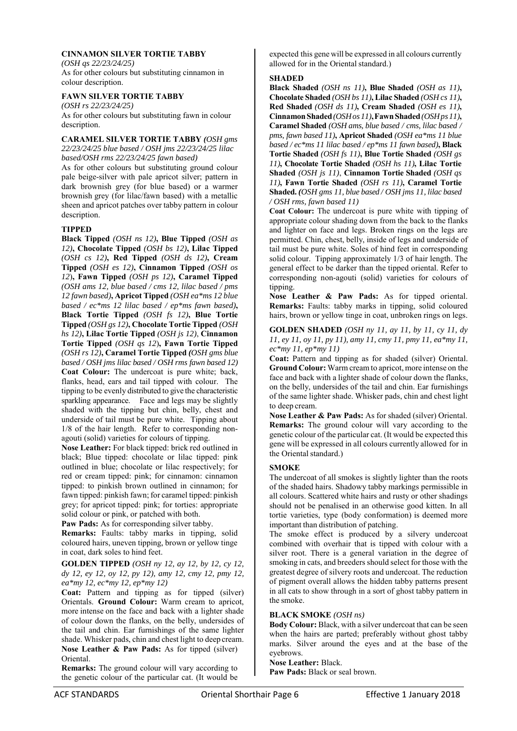### CINNAMON SILVER TORTIE TABBY

*(OSH qs 22/23/24/25)*

As for other colours but substituting cinnamon in colour description.

### FAWN SILVER TORTIE TABBY

*(OSH rs 22/23/24/25)*

As for other colours but substituting fawn in colour description.

### CARAMEL SILVER TORTIE TABBY *(OSH gms 22/23/24/25 blue based / OSH jms 22/23/24/25 lilac based/OSH rms 22/23/24/25 fawn based)*

As for other colours but substituting ground colour pale beige-silver with pale apricot silver; pattern in dark brownish grey (for blue based) or a warmer brownish grey (for lilac/fawn based) with a metallic sheen and apricot patches over tabby pattern in colour description.

### TIPPED

**Black Tipped** *(OSH ns 12)***, Blue Tipped** *(OSH as 12)***, Chocolate Tipped** *(OSH bs 12)***, Lilac Tipped** *(OSH cs 12)***, Red Tipped** *(OSH ds 12)***, Cream Tipped** *(OSH es 12)***, Cinnamon Tipped** *(OSH os 12)***, Fawn Tipped** *(OSH ps 12)***, Caramel Tipped** *(OSH ams 12, blue based / cms 12, lilac based / pms 12 fawn based)***, Apricot Tipped** *(OSH ea*ms 12 blue based / ec*ms 12 lilac based / ep*ms fawn based)***, Black Tortie Tipped** *(OSH fs 12)***, Blue Tortie Tipped** *(OSH gs 12)***, Chocolate Tortie Tipped** *(OSH hs 12)***, Lilac Tortie Tipped** *(OSH js 12)*, **Cinnamon Tortie Tipped** *(OSH qs 12)***, Fawn Tortie Tipped** *(OSH rs 12)***, Caramel Tortie Tipped** *(OSH gms blue based / OSH jms lilac based / OSH rms fawn based 12)*

**Coat Colour:** The undercoat is pure white; back, flanks, head, ears and tail tipped with colour. The tipping to be evenly distributed to give the characteristic sparkling appearance. Face and legs may be slightly shaded with the tipping but chin, belly, chest and underside of tail must be pure white. Tipping about 1/8 of the hair length. Refer to corresponding non-agouti (solid) varieties for colours of tipping.

**Nose Leather:** For black tipped: brick red outlined in black; Blue tipped: chocolate or lilac tipped: pink outlined in blue; chocolate or lilac respectively; for red or cream tipped: pink; for cinnamon: cinnamon tipped: to pinkish brown outlined in cinnamon; for fawn tipped: pinkish fawn; for caramel tipped: pinkish grey; for apricot tipped: pink; for torties: appropriate solid colour or pink, or patched with both.

**Paw Pads:** As for corresponding silver tabby.

**Remarks:** Faults: tabby marks in tipping, solid coloured hairs, uneven tipping, brown or yellow tinge in coat, dark soles to hind feet.

### GOLDEN TIPPED *(OSH ny 12, ay 12, by 12, cy 12, dy 12, ey 12, oy 12, py 12), amy 12, cmy 12, pmy 12, ea*my 12, ec*my 12, ep*my 12)*

**Coat:** Pattern and tipping as for tipped (silver) Orientals. **Ground Colour:** Warm cream to apricot, more intense on the face and back with a lighter shade of colour down the flanks, on the belly, undersides of the tail and chin. Ear furnishings of the same lighter shade. Whisker pads, chin and chest light to deep cream.

**Nose Leather & Paw Pads:** As for tipped (silver) Oriental.

**Remarks:** The ground colour will vary according to the genetic colour of the particular cat. (It would be expected this gene will be expressed in all colours currently allowed for in the Oriental standard.)

### SHADED

**Black Shaded** *(OSH ns 11)***, Blue Shaded** *(OSH as 11)***, Chocolate Shaded** *(OSH bs 11)***, Lilac Shaded** *(OSH cs 11)***, Red Shaded** *(OSH ds 11)***, Cream Shaded** *(OSH es 11)***, Cinnamon Shaded** *(OSH os 11)***, Fawn Shaded** *(OSH ps 11)***, Caramel Shaded** *(OSH ams, blue based / cms, lilac based / pms, fawn based 11)***, Apricot Shaded** *(OSH ea*ms 11 blue based / ec*ms 11 lilac based / ep*ms 11 fawn based)***, Black Tortie Shaded** *(OSH fs 11)***, Blue Tortie Shaded** *(OSH gs 11)***, Chocolate Tortie Shaded** *(OSH hs 11)***, Lilac Tortie Shaded** *(OSH js 11)*, **Cinnamon Tortie Shaded** *(OSH qs 11)***, Fawn Tortie Shaded** *(OSH rs 11)***, Caramel Tortie Shaded.** *(OSH gms 11, blue based / OSH jms 11, lilac based / OSH rms, fawn based 11)*

**Coat Colour:** The undercoat is pure white with tipping of appropriate colour shading down from the back to the flanks and lighter on face and legs. Broken rings on the legs are permitted. Chin, chest, belly, inside of legs and underside of tail must be pure white. Soles of hind feet in corresponding solid colour. Tipping approximately 1/3 of hair length. The general effect to be darker than the tipped oriental. Refer to corresponding non-agouti (solid) varieties for colours of tipping.

**Nose Leather & Paw Pads:** As for tipped oriental. **Remarks:** Faults: tabby marks in tipping, solid coloured hairs, brown or yellow tinge in coat, unbroken rings on legs.

### GOLDEN SHADED *(OSH ny 11, ay 11, by 11, cy 11, dy 11, ey 11, oy 11, py 11), amy 11, cmy 11, pmy 11, ea*my 11, ec*my 11, ep*my 11)*

**Coat:** Pattern and tipping as for shaded (silver) Oriental. **Ground Colour:** Warm cream to apricot, more intense on the face and back with a lighter shade of colour down the flanks, on the belly, undersides of the tail and chin. Ear furnishings of the same lighter shade. Whisker pads, chin and chest light to deep cream.

**Nose Leather & Paw Pads:** As for shaded (silver) Oriental. **Remarks:** The ground colour will vary according to the genetic colour of the particular cat. (It would be expected this gene will be expressed in all colours currently allowed for in the Oriental standard.)

### SMOKE

The undercoat of all smokes is slightly lighter than the roots of the shaded hairs. Shadowy tabby markings permissible in all colours. Scattered white hairs and rusty or other shadings should not be penalised in an otherwise good kitten. In all tortie varieties, type (body conformation) is deemed more important than distribution of patching.

The smoke effect is produced by a silvery undercoat combined with overhair that is tipped with colour with a silver root. There is a general variation in the degree of smoking in cats, and breeders should select for those with the greatest degree of silvery roots and undercoat. The reduction of pigment overall allows the hidden tabby patterns present in all cats to show through in a sort of ghost tabby pattern in the smoke.

### BLACK SMOKE *(OSH ns)*

**Body Colour:** Black, with a silver undercoat that can be seen when the hairs are parted; preferably without ghost tabby marks. Silver around the eyes and at the base of the eyebrows.

**Nose Leather:** Black.

**Paw Pads:** Black or seal brown.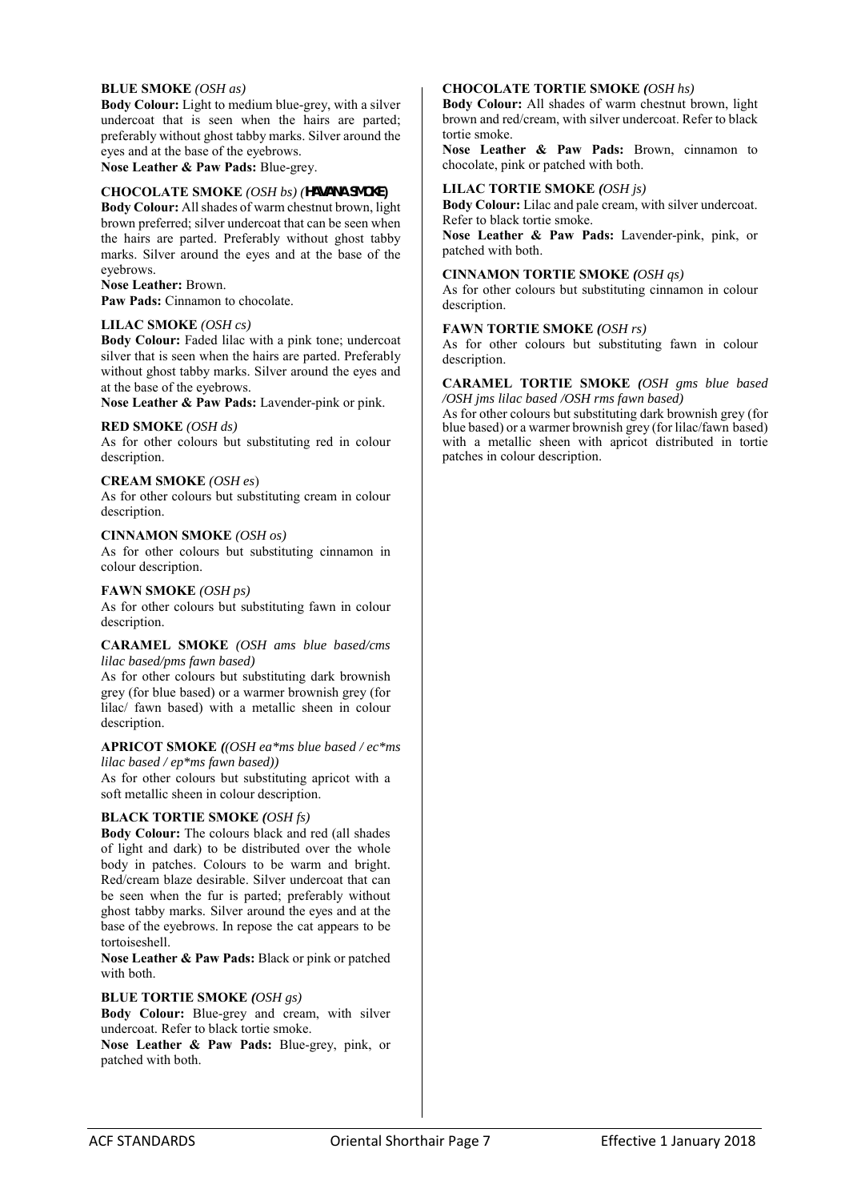**BLUE SMOKE** *(OSH as)*
**Body Colour:** Light to medium blue-grey, with a silver undercoat that is seen when the hairs are parted; preferably without ghost tabby marks. Silver around the eyes and at the base of the eyebrows.
**Nose Leather & Paw Pads:** Blue-grey.

**CHOCOLATE SMOKE** *(OSH bs)* **(HAVANA SMOKE)**
**Body Colour:** All shades of warm chestnut brown, light brown preferred; silver undercoat that can be seen when the hairs are parted. Preferably without ghost tabby marks. Silver around the eyes and at the base of the eyebrows.
**Nose Leather:** Brown.
**Paw Pads:** Cinnamon to chocolate.

**LILAC SMOKE** *(OSH cs)*
**Body Colour:** Faded lilac with a pink tone; undercoat silver that is seen when the hairs are parted. Preferably without ghost tabby marks. Silver around the eyes and at the base of the eyebrows.
**Nose Leather & Paw Pads:** Lavender-pink or pink.

**RED SMOKE** *(OSH ds)*
As for other colours but substituting red in colour description.

**CREAM SMOKE** *(OSH es)*
As for other colours but substituting cream in colour description.

**CINNAMON SMOKE** *(OSH os)*
As for other colours but substituting cinnamon in colour description.

**FAWN SMOKE** *(OSH ps)*
As for other colours but substituting fawn in colour description.

**CARAMEL SMOKE** *(OSH ams blue based/cms lilac based/pms fawn based)*
As for other colours but substituting dark brownish grey (for blue based) or a warmer brownish grey (for lilac/ fawn based) with a metallic sheen in colour description.

**APRICOT SMOKE** *((OSH ea*ms blue based / ec*ms lilac based / ep*ms fawn based))*
As for other colours but substituting apricot with a soft metallic sheen in colour description.

**BLACK TORTIE SMOKE** *(OSH fs)*
**Body Colour:** The colours black and red (all shades of light and dark) to be distributed over the whole body in patches. Colours to be warm and bright. Red/cream blaze desirable. Silver undercoat that can be seen when the fur is parted; preferably without ghost tabby marks. Silver around the eyes and at the base of the eyebrows. In repose the cat appears to be tortoiseshell.
**Nose Leather & Paw Pads:** Black or pink or patched with both.

**BLUE TORTIE SMOKE** *(OSH gs)*
**Body Colour:** Blue-grey and cream, with silver undercoat. Refer to black tortie smoke.
**Nose Leather & Paw Pads:** Blue-grey, pink, or patched with both.

**CHOCOLATE TORTIE SMOKE** *(OSH hs)*
**Body Colour:** All shades of warm chestnut brown, light brown and red/cream, with silver undercoat. Refer to black tortie smoke.
**Nose Leather & Paw Pads:** Brown, cinnamon to chocolate, pink or patched with both.

**LILAC TORTIE SMOKE** *(OSH js)*
**Body Colour:** Lilac and pale cream, with silver undercoat. Refer to black tortie smoke.
**Nose Leather & Paw Pads:** Lavender-pink, pink, or patched with both.

**CINNAMON TORTIE SMOKE** *(OSH qs)*
As for other colours but substituting cinnamon in colour description.

**FAWN TORTIE SMOKE** *(OSH rs)*
As for other colours but substituting fawn in colour description.

**CARAMEL TORTIE SMOKE** *(OSH gms blue based /OSH jms lilac based /OSH rms fawn based)*
As for other colours but substituting dark brownish grey (for blue based) or a warmer brownish grey (for lilac/fawn based) with a metallic sheen with apricot distributed in tortie patches in colour description.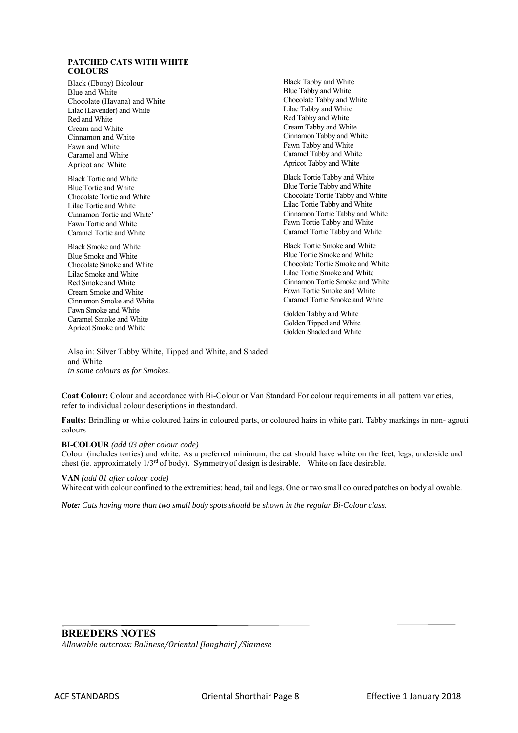**PATCHED CATS WITH WHITE COLOURS**

Black (Ebony) Bicolour
Blue and White
Chocolate (Havana) and White
Lilac (Lavender) and White
Red and White
Cream and White
Cinnamon and White
Fawn and White
Caramel and White
Apricot and White

Black Tortie and White
Blue Tortie and White
Chocolate Tortie and White
Lilac Tortie and White
Cinnamon Tortie and White'
Fawn Tortie and White
Caramel Tortie and White

Black Smoke and White
Blue Smoke and White
Chocolate Smoke and White
Lilac Smoke and White
Red Smoke and White
Cream Smoke and White
Cinnamon Smoke and White
Fawn Smoke and White
Caramel Smoke and White
Apricot Smoke and White

Black Tabby and White
Blue Tabby and White
Chocolate Tabby and White
Lilac Tabby and White
Red Tabby and White
Cream Tabby and White
Cinnamon Tabby and White
Fawn Tabby and White
Caramel Tabby and White
Apricot Tabby and White

Black Tortie Tabby and White
Blue Tortie Tabby and White
Chocolate Tortie Tabby and White
Lilac Tortie Tabby and White
Cinnamon Tortie Tabby and White
Fawn Tortie Tabby and White
Caramel Tortie Tabby and White

Black Tortie Smoke and White
Blue Tortie Smoke and White
Chocolate Tortie Smoke and White
Lilac Tortie Smoke and White
Cinnamon Tortie Smoke and White
Fawn Tortie Smoke and White
Caramel Tortie Smoke and White

Golden Tabby and White
Golden Tipped and White
Golden Shaded and White

Also in: Silver Tabby White, Tipped and White, and Shaded and White
*in same colours as for Smokes*.

**Coat Colour:** Colour and accordance with Bi-Colour or Van Standard For colour requirements in all pattern varieties, refer to individual colour descriptions in the standard.

**Faults:** Brindling or white coloured hairs in coloured parts, or coloured hairs in white part. Tabby markings in non- agouti colours

**BI-COLOUR** *(add 03 after colour code)*
Colour (includes torties) and white. As a preferred minimum, the cat should have white on the feet, legs, underside and chest (ie. approximately 1/3rd of body). Symmetry of design is desirable. White on face desirable.

**VAN** *(add 01 after colour code)*
White cat with colour confined to the extremities: head, tail and legs. One or two small coloured patches on body allowable.

***Note:** Cats having more than two small body spots should be shown in the regular Bi-Colour class.*

## BREEDERS NOTES

*Allowable outcross: Balinese/Oriental [longhair] /Siamese*